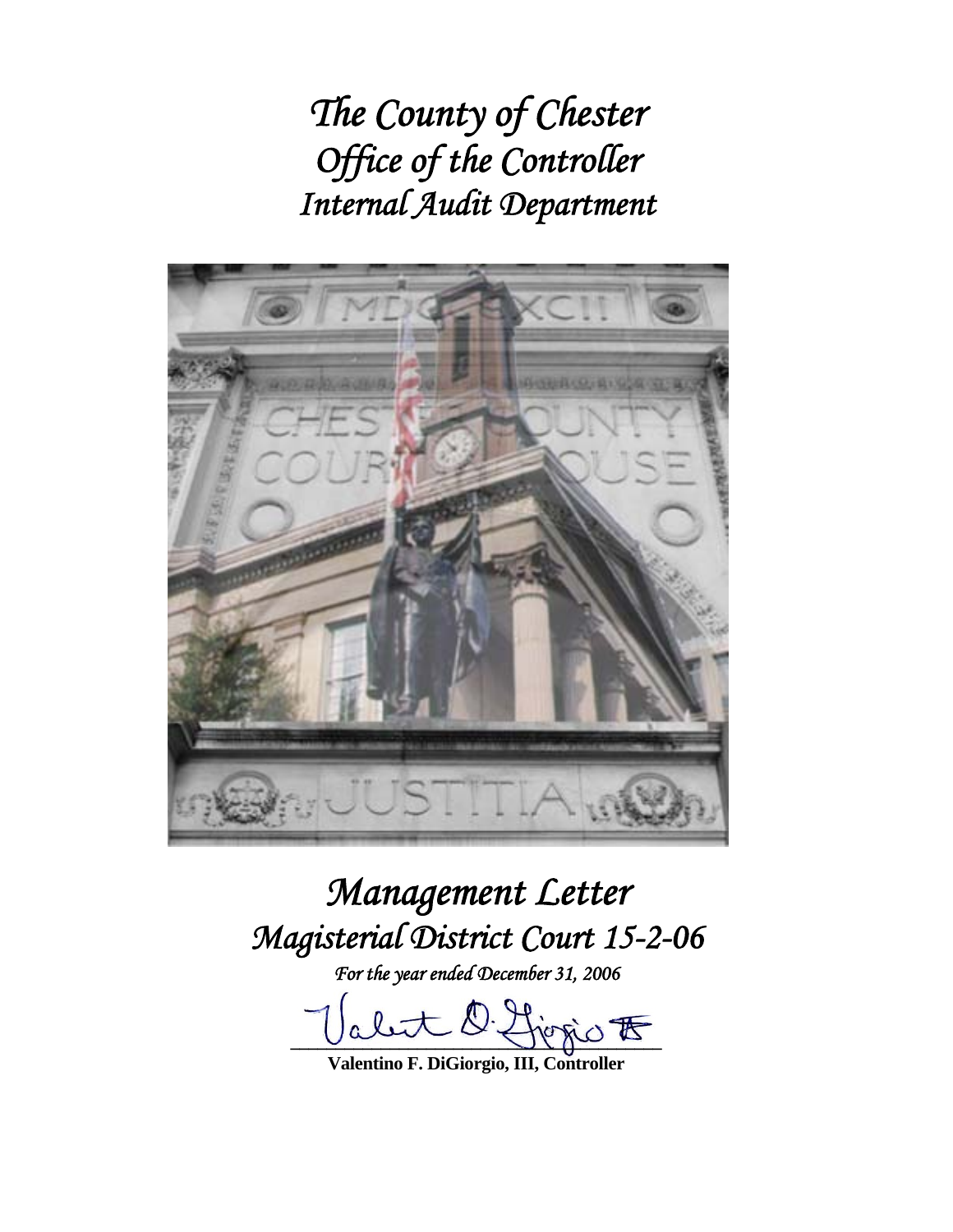*The County of Chester*
*Office of the Controller*
*Internal Audit Department*

# *Management Letter*
# *Magisterial District Court 15-2-06*

*For the year ended December 31, 2006*

**Valentino F. DiGiorgio, III, Controller**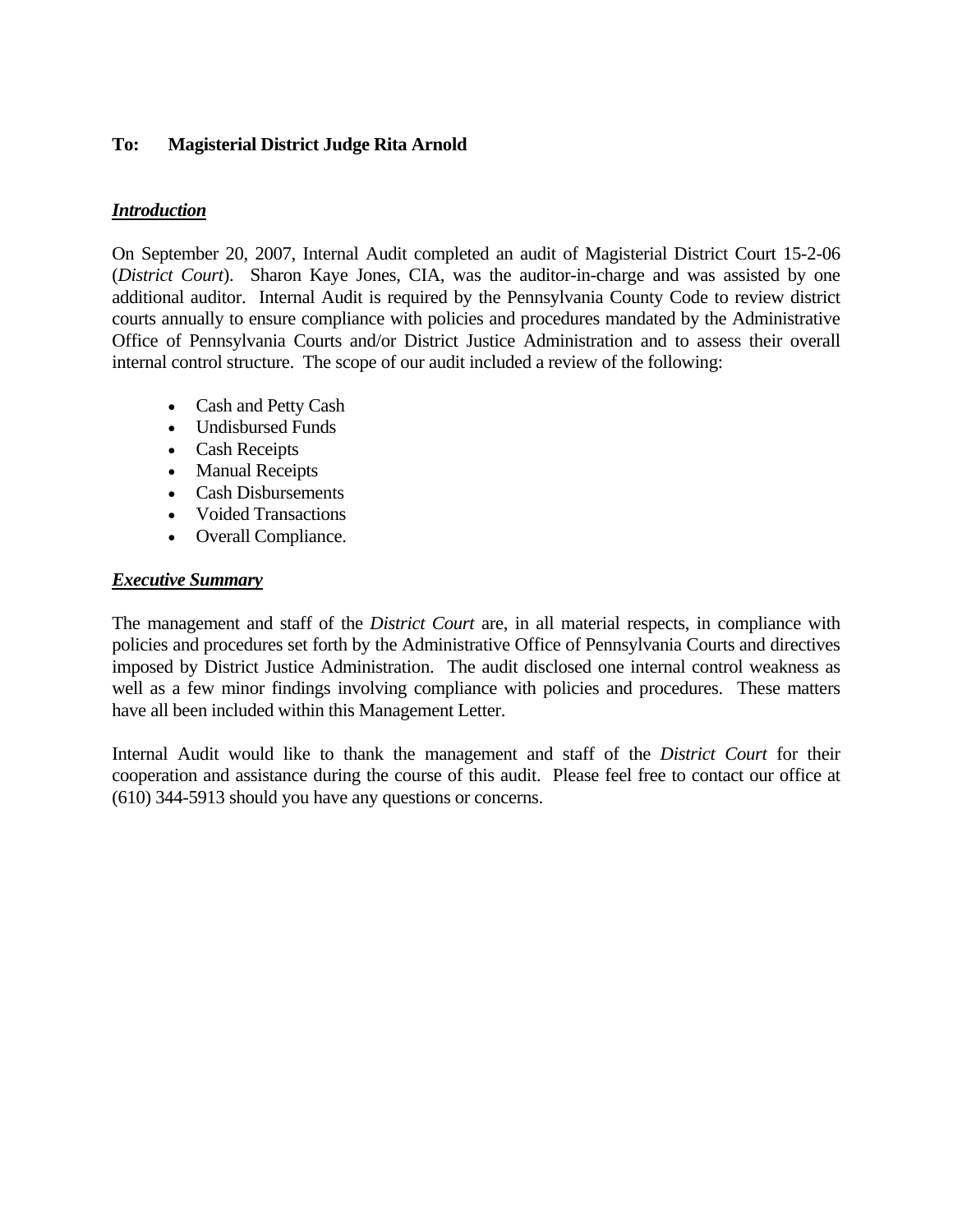**To: Magisterial District Judge Rita Arnold**

***Introduction***

On September 20, 2007, Internal Audit completed an audit of Magisterial District Court 15-2-06 (*District Court*). Sharon Kaye Jones, CIA, was the auditor-in-charge and was assisted by one additional auditor. Internal Audit is required by the Pennsylvania County Code to review district courts annually to ensure compliance with policies and procedures mandated by the Administrative Office of Pennsylvania Courts and/or District Justice Administration and to assess their overall internal control structure. The scope of our audit included a review of the following:

- Cash and Petty Cash
- Undisbursed Funds
- Cash Receipts
- Manual Receipts
- Cash Disbursements
- Voided Transactions
- Overall Compliance.

***Executive Summary***

The management and staff of the *District Court* are, in all material respects, in compliance with policies and procedures set forth by the Administrative Office of Pennsylvania Courts and directives imposed by District Justice Administration. The audit disclosed one internal control weakness as well as a few minor findings involving compliance with policies and procedures. These matters have all been included within this Management Letter.

Internal Audit would like to thank the management and staff of the *District Court* for their cooperation and assistance during the course of this audit. Please feel free to contact our office at (610) 344-5913 should you have any questions or concerns.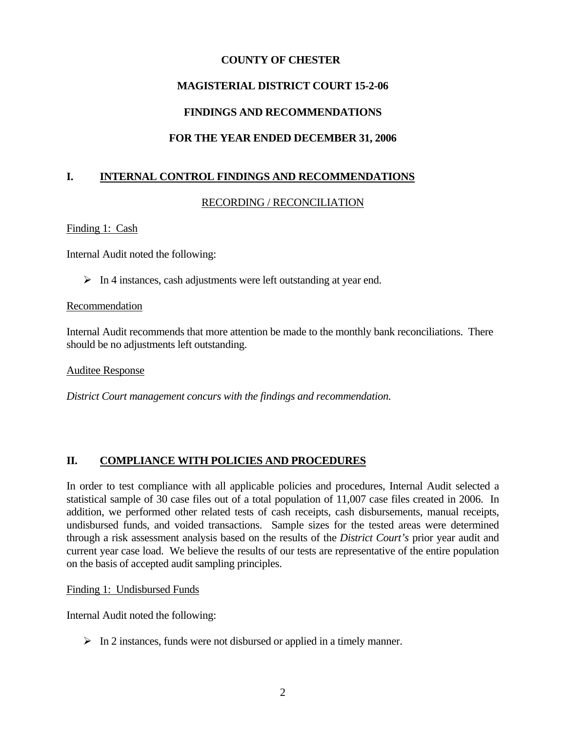**COUNTY OF CHESTER**

**MAGISTERIAL DISTRICT COURT 15-2-06**

**FINDINGS AND RECOMMENDATIONS**

**FOR THE YEAR ENDED DECEMBER 31, 2006**

## I. INTERNAL CONTROL FINDINGS AND RECOMMENDATIONS

RECORDING / RECONCILIATION

Finding 1: Cash

Internal Audit noted the following:

- In 4 instances, cash adjustments were left outstanding at year end.

Recommendation

Internal Audit recommends that more attention be made to the monthly bank reconciliations. There should be no adjustments left outstanding.

Auditee Response

*District Court management concurs with the findings and recommendation.*

## II. COMPLIANCE WITH POLICIES AND PROCEDURES

In order to test compliance with all applicable policies and procedures, Internal Audit selected a statistical sample of 30 case files out of a total population of 11,007 case files created in 2006. In addition, we performed other related tests of cash receipts, cash disbursements, manual receipts, undisbursed funds, and voided transactions. Sample sizes for the tested areas were determined through a risk assessment analysis based on the results of the *District Court's* prior year audit and current year case load. We believe the results of our tests are representative of the entire population on the basis of accepted audit sampling principles.

Finding 1: Undisbursed Funds

Internal Audit noted the following:

- In 2 instances, funds were not disbursed or applied in a timely manner.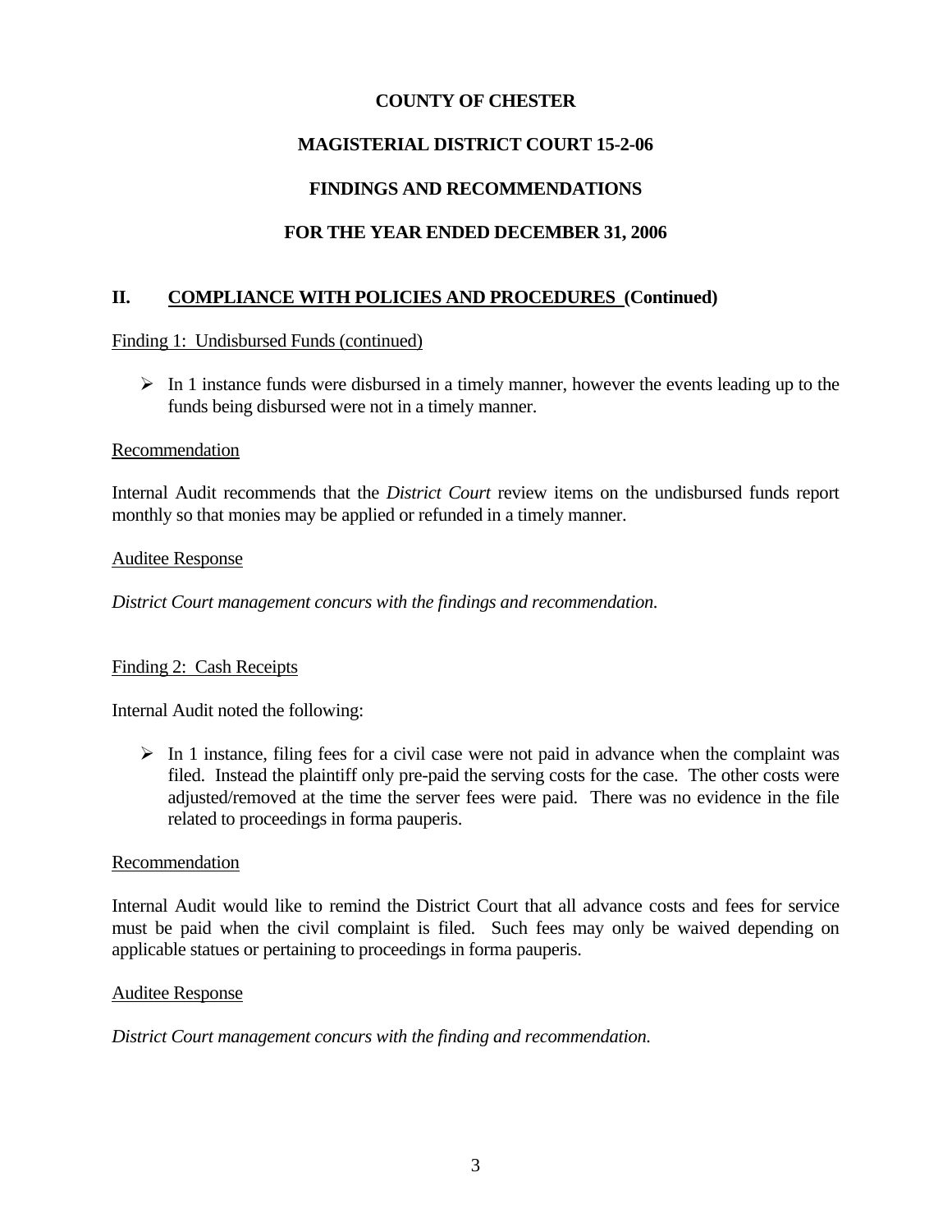**COUNTY OF CHESTER**

**MAGISTERIAL DISTRICT COURT 15-2-06**

**FINDINGS AND RECOMMENDATIONS**

**FOR THE YEAR ENDED DECEMBER 31, 2006**

## II. COMPLIANCE WITH POLICIES AND PROCEDURES (Continued)

Finding 1: Undisbursed Funds (continued)

- In 1 instance funds were disbursed in a timely manner, however the events leading up to the funds being disbursed were not in a timely manner.

Recommendation

Internal Audit recommends that the *District Court* review items on the undisbursed funds report monthly so that monies may be applied or refunded in a timely manner.

Auditee Response

*District Court management concurs with the findings and recommendation.*

Finding 2: Cash Receipts

Internal Audit noted the following:

- In 1 instance, filing fees for a civil case were not paid in advance when the complaint was filed. Instead the plaintiff only pre-paid the serving costs for the case. The other costs were adjusted/removed at the time the server fees were paid. There was no evidence in the file related to proceedings in forma pauperis.

Recommendation

Internal Audit would like to remind the District Court that all advance costs and fees for service must be paid when the civil complaint is filed. Such fees may only be waived depending on applicable statues or pertaining to proceedings in forma pauperis.

Auditee Response

*District Court management concurs with the finding and recommendation.*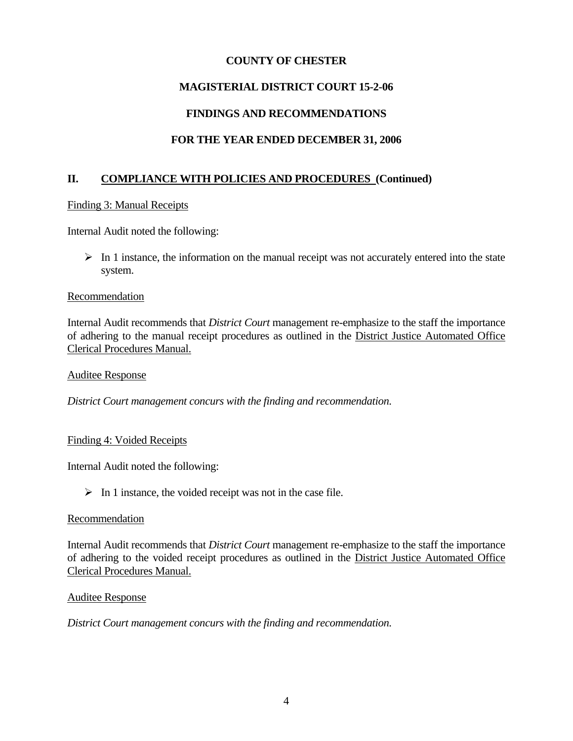**COUNTY OF CHESTER**

**MAGISTERIAL DISTRICT COURT 15-2-06**

**FINDINGS AND RECOMMENDATIONS**

**FOR THE YEAR ENDED DECEMBER 31, 2006**

## II. COMPLIANCE WITH POLICIES AND PROCEDURES (Continued)

Finding 3: Manual Receipts

Internal Audit noted the following:

- In 1 instance, the information on the manual receipt was not accurately entered into the state system.

Recommendation

Internal Audit recommends that *District Court* management re-emphasize to the staff the importance of adhering to the manual receipt procedures as outlined in the District Justice Automated Office Clerical Procedures Manual.

Auditee Response

*District Court management concurs with the finding and recommendation.*

Finding 4: Voided Receipts

Internal Audit noted the following:

- In 1 instance, the voided receipt was not in the case file.

Recommendation

Internal Audit recommends that *District Court* management re-emphasize to the staff the importance of adhering to the voided receipt procedures as outlined in the District Justice Automated Office Clerical Procedures Manual.

Auditee Response

*District Court management concurs with the finding and recommendation.*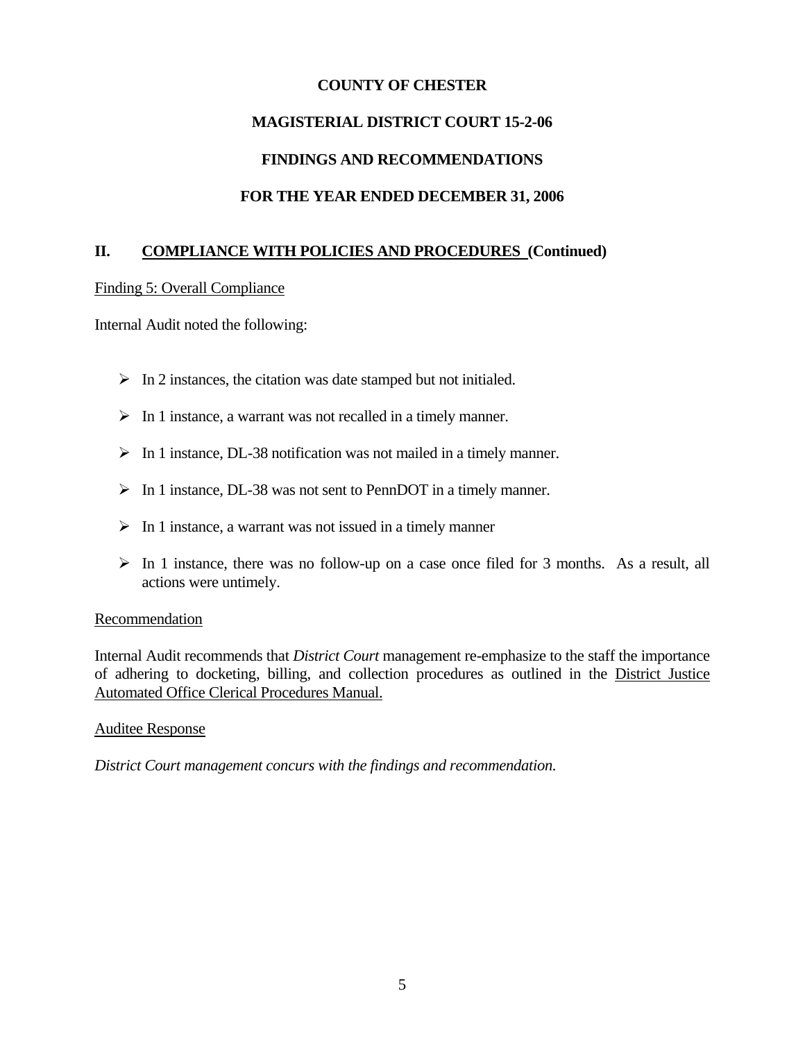**COUNTY OF CHESTER**

**MAGISTERIAL DISTRICT COURT 15-2-06**

**FINDINGS AND RECOMMENDATIONS**

**FOR THE YEAR ENDED DECEMBER 31, 2006**

## II. COMPLIANCE WITH POLICIES AND PROCEDURES (Continued)

Finding 5: Overall Compliance

Internal Audit noted the following:

- In 2 instances, the citation was date stamped but not initialed.
- In 1 instance, a warrant was not recalled in a timely manner.
- In 1 instance, DL-38 notification was not mailed in a timely manner.
- In 1 instance, DL-38 was not sent to PennDOT in a timely manner.
- In 1 instance, a warrant was not issued in a timely manner
- In 1 instance, there was no follow-up on a case once filed for 3 months. As a result, all actions were untimely.

Recommendation

Internal Audit recommends that *District Court* management re-emphasize to the staff the importance of adhering to docketing, billing, and collection procedures as outlined in the District Justice Automated Office Clerical Procedures Manual.

Auditee Response

*District Court management concurs with the findings and recommendation.*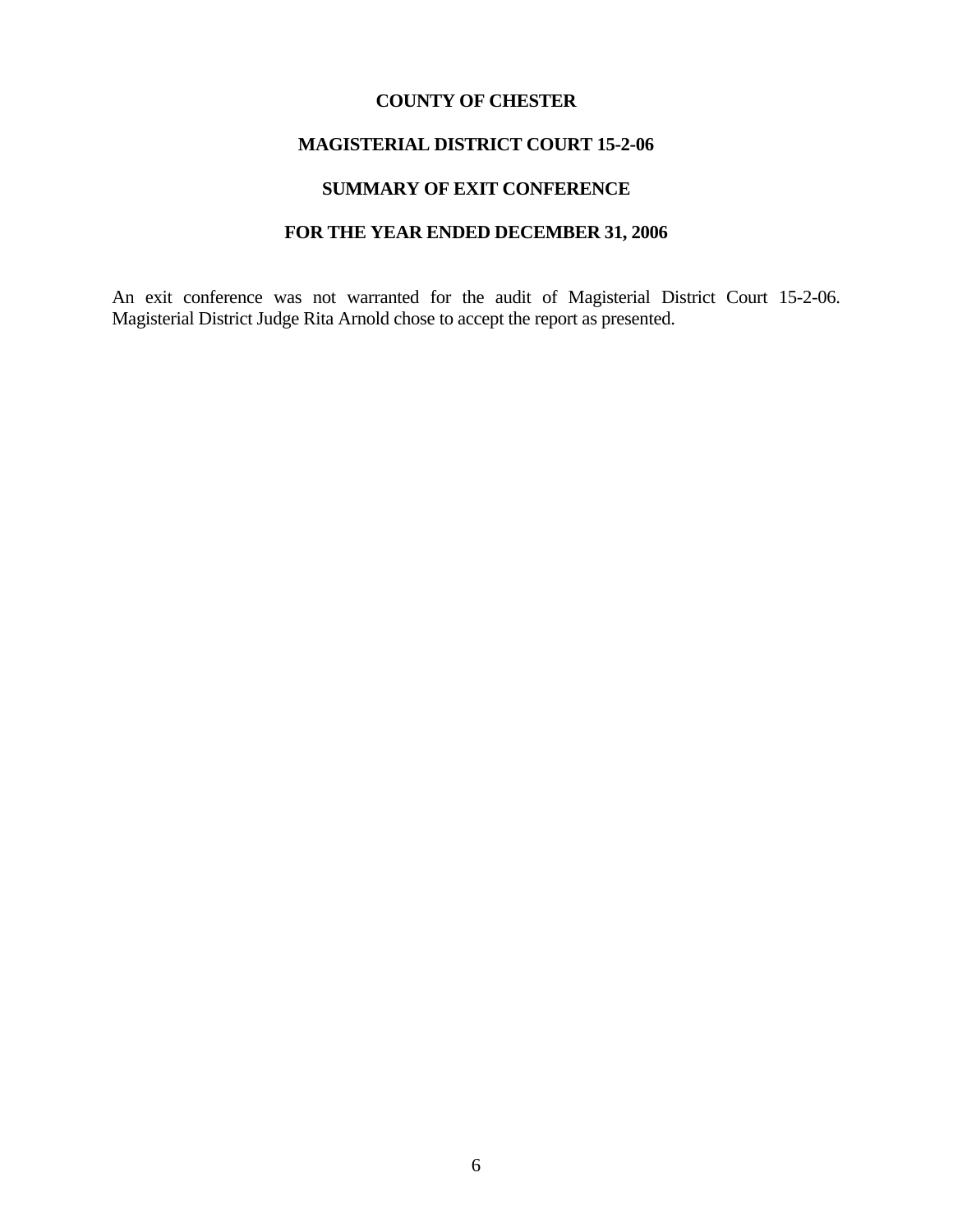**COUNTY OF CHESTER**

**MAGISTERIAL DISTRICT COURT 15-2-06**

**SUMMARY OF EXIT CONFERENCE**

**FOR THE YEAR ENDED DECEMBER 31, 2006**

An exit conference was not warranted for the audit of Magisterial District Court 15-2-06. Magisterial District Judge Rita Arnold chose to accept the report as presented.